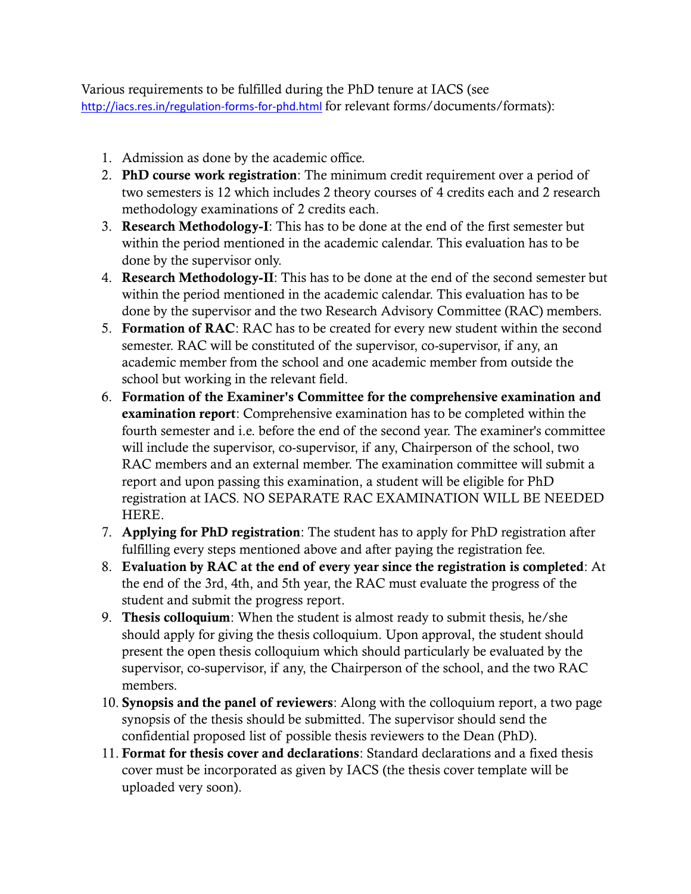Various requirements to be fulfilled during the PhD tenure at IACS (see http://iacs.res.in/regulation-forms-for-phd.html for relevant forms/documents/formats):

1. Admission as done by the academic office.
2. **PhD course work registration**: The minimum credit requirement over a period of two semesters is 12 which includes 2 theory courses of 4 credits each and 2 research methodology examinations of 2 credits each.
3. **Research Methodology-I**: This has to be done at the end of the first semester but within the period mentioned in the academic calendar. This evaluation has to be done by the supervisor only.
4. **Research Methodology-II**: This has to be done at the end of the second semester but within the period mentioned in the academic calendar. This evaluation has to be done by the supervisor and the two Research Advisory Committee (RAC) members.
5. **Formation of RAC**: RAC has to be created for every new student within the second semester. RAC will be constituted of the supervisor, co-supervisor, if any, an academic member from the school and one academic member from outside the school but working in the relevant field.
6. **Formation of the Examiner's Committee for the comprehensive examination and examination report**: Comprehensive examination has to be completed within the fourth semester and i.e. before the end of the second year. The examiner's committee will include the supervisor, co-supervisor, if any, Chairperson of the school, two RAC members and an external member. The examination committee will submit a report and upon passing this examination, a student will be eligible for PhD registration at IACS. NO SEPARATE RAC EXAMINATION WILL BE NEEDED HERE.
7. **Applying for PhD registration**: The student has to apply for PhD registration after fulfilling every steps mentioned above and after paying the registration fee.
8. **Evaluation by RAC at the end of every year since the registration is completed**: At the end of the 3rd, 4th, and 5th year, the RAC must evaluate the progress of the student and submit the progress report.
9. **Thesis colloquium**: When the student is almost ready to submit thesis, he/she should apply for giving the thesis colloquium. Upon approval, the student should present the open thesis colloquium which should particularly be evaluated by the supervisor, co-supervisor, if any, the Chairperson of the school, and the two RAC members.
10. **Synopsis and the panel of reviewers**: Along with the colloquium report, a two page synopsis of the thesis should be submitted. The supervisor should send the confidential proposed list of possible thesis reviewers to the Dean (PhD).
11. **Format for thesis cover and declarations**: Standard declarations and a fixed thesis cover must be incorporated as given by IACS (the thesis cover template will be uploaded very soon).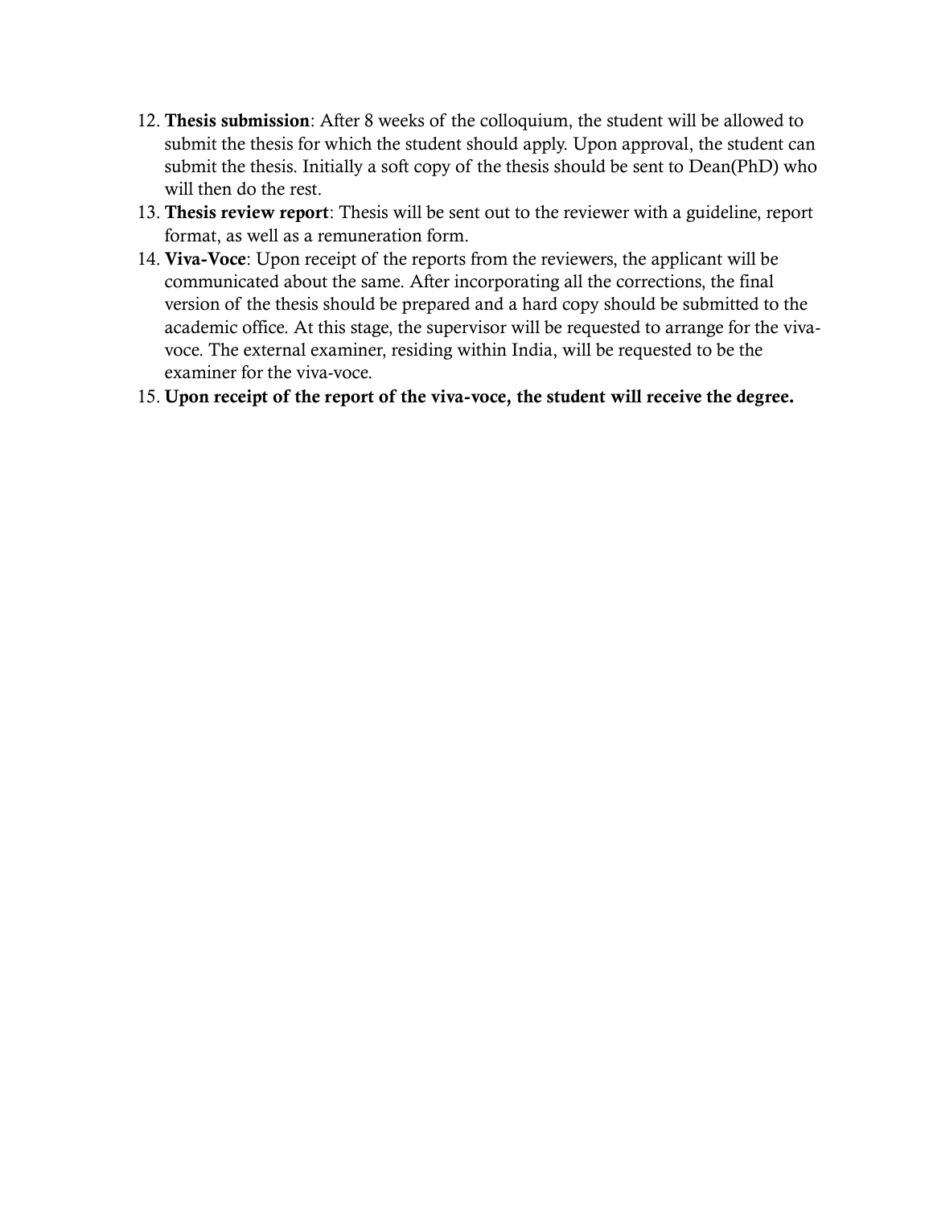12. **Thesis submission**: After 8 weeks of the colloquium, the student will be allowed to submit the thesis for which the student should apply. Upon approval, the student can submit the thesis. Initially a soft copy of the thesis should be sent to Dean(PhD) who will then do the rest.
13. **Thesis review report**: Thesis will be sent out to the reviewer with a guideline, report format, as well as a remuneration form.
14. **Viva-Voce**: Upon receipt of the reports from the reviewers, the applicant will be communicated about the same. After incorporating all the corrections, the final version of the thesis should be prepared and a hard copy should be submitted to the academic office. At this stage, the supervisor will be requested to arrange for the viva-voce. The external examiner, residing within India, will be requested to be the examiner for the viva-voce.
15. **Upon receipt of the report of the viva-voce, the student will receive the degree.**